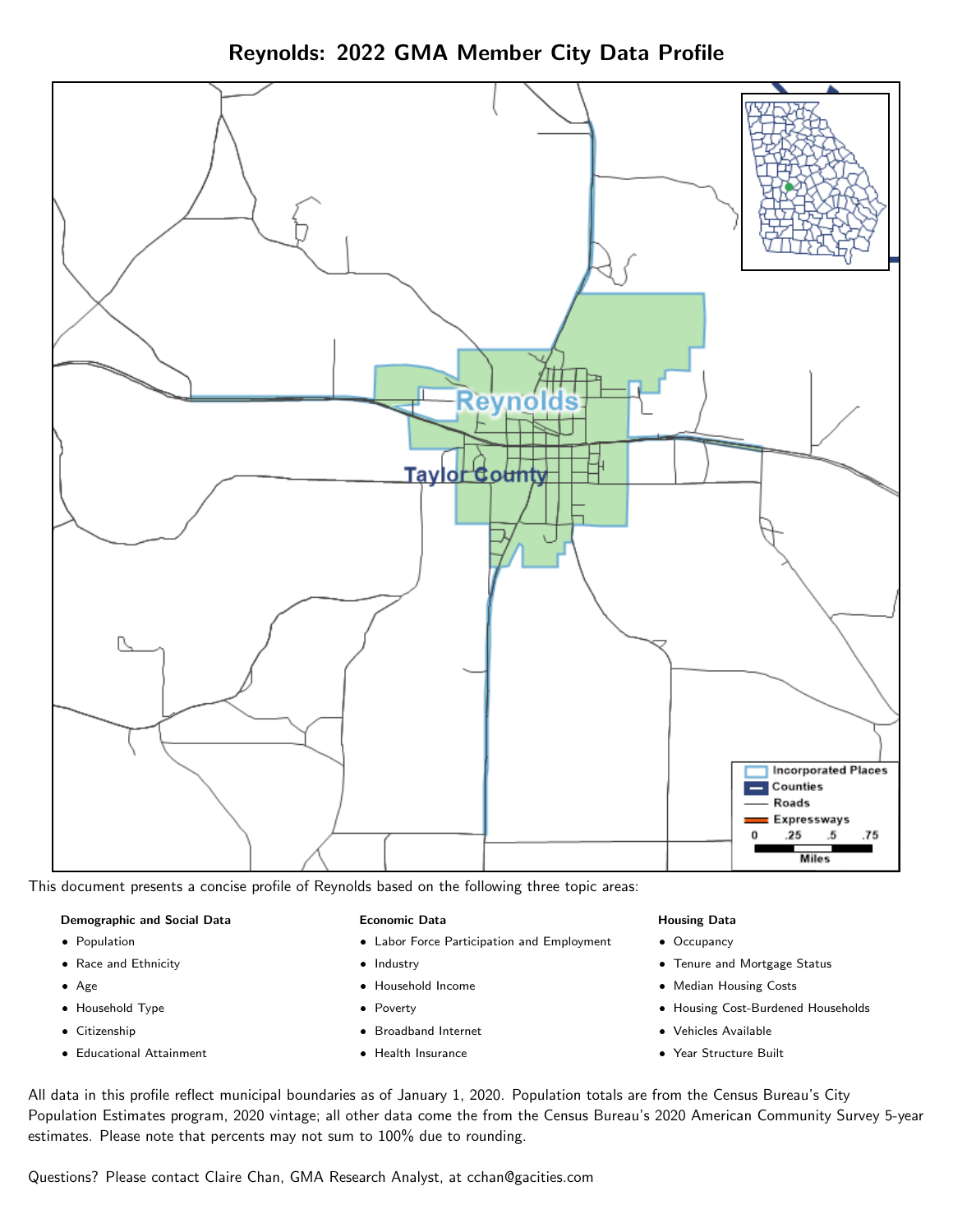# Reynolds: 2022 GMA Member City Data Profile

This document presents a concise profile of Reynolds based on the following three topic areas:

**Demographic and Social Data**

- Population
- Race and Ethnicity
- Age
- Household Type
- Citizenship
- Educational Attainment

**Economic Data**

- Labor Force Participation and Employment
- Industry
- Household Income
- Poverty
- Broadband Internet
- Health Insurance

**Housing Data**

- Occupancy
- Tenure and Mortgage Status
- Median Housing Costs
- Housing Cost-Burdened Households
- Vehicles Available
- Year Structure Built

All data in this profile reflect municipal boundaries as of January 1, 2020. Population totals are from the Census Bureau's City Population Estimates program, 2020 vintage; all other data come the from the Census Bureau's 2020 American Community Survey 5-year estimates. Please note that percents may not sum to 100% due to rounding.

Questions? Please contact Claire Chan, GMA Research Analyst, at cchan@gacities.com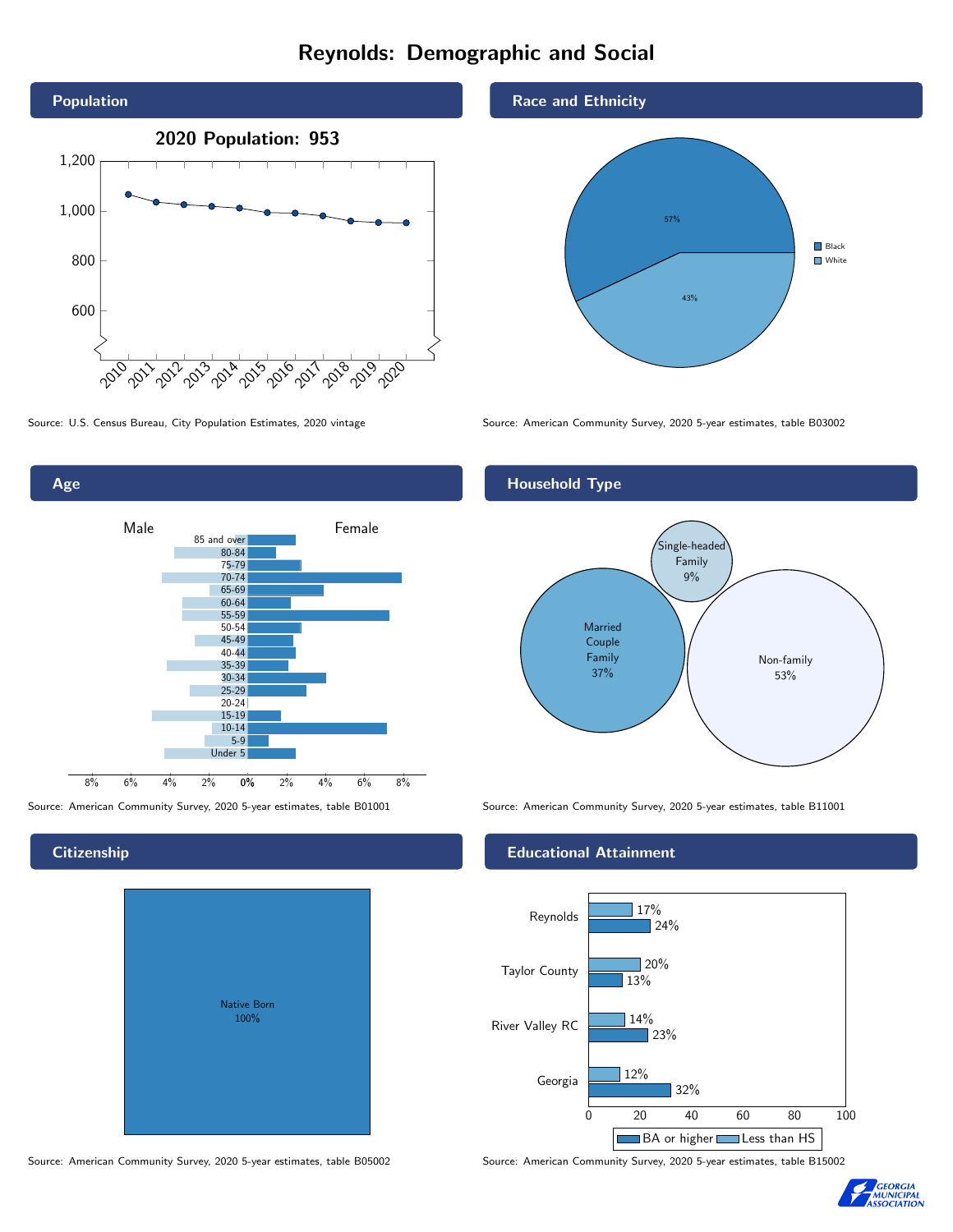# Reynolds: Demographic and Social

## Population

**2020 Population: 953**

Source: U.S. Census Bureau, City Population Estimates, 2020 vintage

## Race and Ethnicity

| Race | Percent |
|---|---|
| Black | 57% |
| White | 43% |

Source: American Community Survey, 2020 5-year estimates, table B03002

## Age

Source: American Community Survey, 2020 5-year estimates, table B01001

## Household Type

| Household Type | Percent |
|---|---|
| Single-headed Family | 9% |
| Married Couple Family | 37% |
| Non-family | 53% |

Source: American Community Survey, 2020 5-year estimates, table B11001

## Citizenship

Native Born 100%

Source: American Community Survey, 2020 5-year estimates, table B05002

## Educational Attainment

| | Less than HS | BA or higher |
|---|---|---|
| Reynolds | 17% | 24% |
| Taylor County | 20% | 13% |
| River Valley RC | 14% | 23% |
| Georgia | 12% | 32% |

Source: American Community Survey, 2020 5-year estimates, table B15002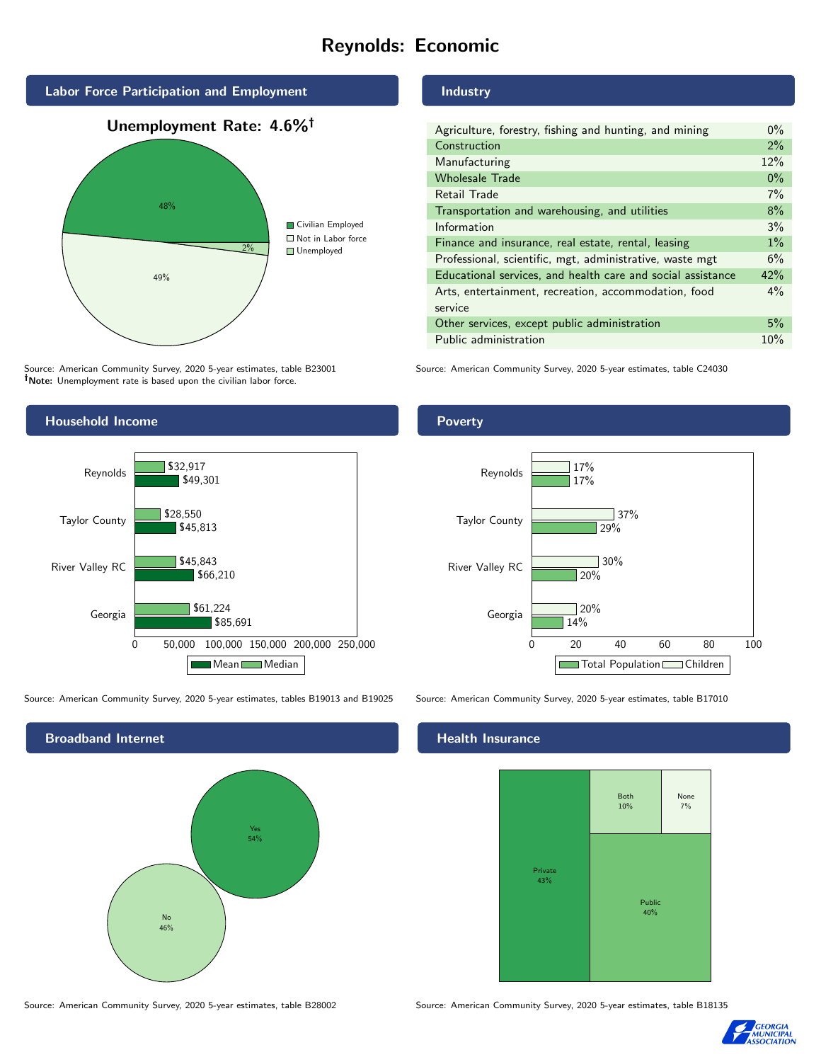# Reynolds: Economic

## Labor Force Participation and Employment

**Unemployment Rate: 4.6%†**

| Category | Percent |
| --- | --- |
| Civilian Employed | 48% |
| Not in Labor force | 49% |
| Unemployed | 2% |

Source: American Community Survey, 2020 5-year estimates, table B23001
**†Note:** Unemployment rate is based upon the civilian labor force.

## Industry

| Industry | Percent |
| --- | --- |
| Agriculture, forestry, fishing and hunting, and mining | 0% |
| Construction | 2% |
| Manufacturing | 12% |
| Wholesale Trade | 0% |
| Retail Trade | 7% |
| Transportation and warehousing, and utilities | 8% |
| Information | 3% |
| Finance and insurance, real estate, rental, leasing | 1% |
| Professional, scientific, mgt, administrative, waste mgt | 6% |
| Educational services, and health care and social assistance | 42% |
| Arts, entertainment, recreation, accommodation, food service | 4% |
| Other services, except public administration | 5% |
| Public administration | 10% |

Source: American Community Survey, 2020 5-year estimates, table C24030

## Household Income

| | Median | Mean |
| --- | --- | --- |
| Reynolds | $32,917 | $49,301 |
| Taylor County | $28,550 | $45,813 |
| River Valley RC | $45,843 | $66,210 |
| Georgia | $61,224 | $85,691 |

Source: American Community Survey, 2020 5-year estimates, tables B19013 and B19025

## Poverty

| | Children | Total Population |
| --- | --- | --- |
| Reynolds | 17% | 17% |
| Taylor County | 37% | 29% |
| River Valley RC | 30% | 20% |
| Georgia | 20% | 14% |

Source: American Community Survey, 2020 5-year estimates, table B17010

## Broadband Internet

| Response | Percent |
| --- | --- |
| Yes | 54% |
| No | 46% |

Source: American Community Survey, 2020 5-year estimates, table B28002

## Health Insurance

| Type | Percent |
| --- | --- |
| Private | 43% |
| Public | 40% |
| Both | 10% |
| None | 7% |

Source: American Community Survey, 2020 5-year estimates, table B18135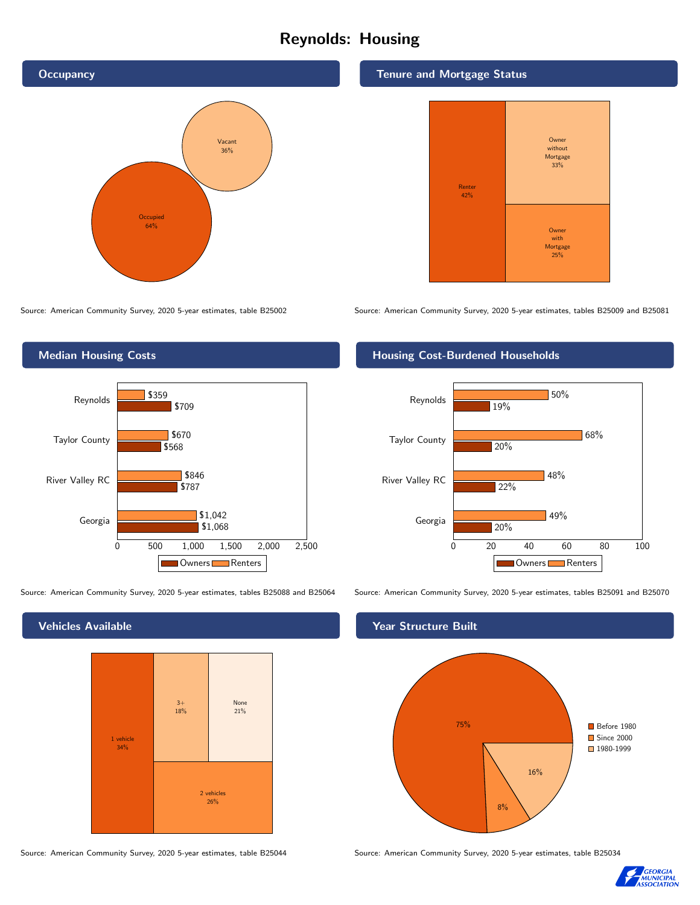# Reynolds: Housing

## Occupancy

Vacant
36%

Occupied
64%

Source: American Community Survey, 2020 5-year estimates, table B25002

## Tenure and Mortgage Status

Renter
42%

Owner without Mortgage
33%

Owner with Mortgage
25%

Source: American Community Survey, 2020 5-year estimates, tables B25009 and B25081

## Median Housing Costs

Reynolds: $359, $709

Taylor County: $670, $568

River Valley RC: $846, $787

Georgia: $1,042, $1,068

0 500 1,000 1,500 2,000 2,500

Owners Renters

Source: American Community Survey, 2020 5-year estimates, tables B25088 and B25064

## Housing Cost-Burdened Households

Reynolds: 50%, 19%

Taylor County: 68%, 20%

River Valley RC: 48%, 22%

Georgia: 49%, 20%

0 20 40 60 80 100

Owners Renters

Source: American Community Survey, 2020 5-year estimates, tables B25091 and B25070

## Vehicles Available

1 vehicle
34%

3+
18%

None
21%

2 vehicles
26%

Source: American Community Survey, 2020 5-year estimates, table B25044

## Year Structure Built

75%

8%

16%

Before 1980

Since 2000

1980-1999

Source: American Community Survey, 2020 5-year estimates, table B25034